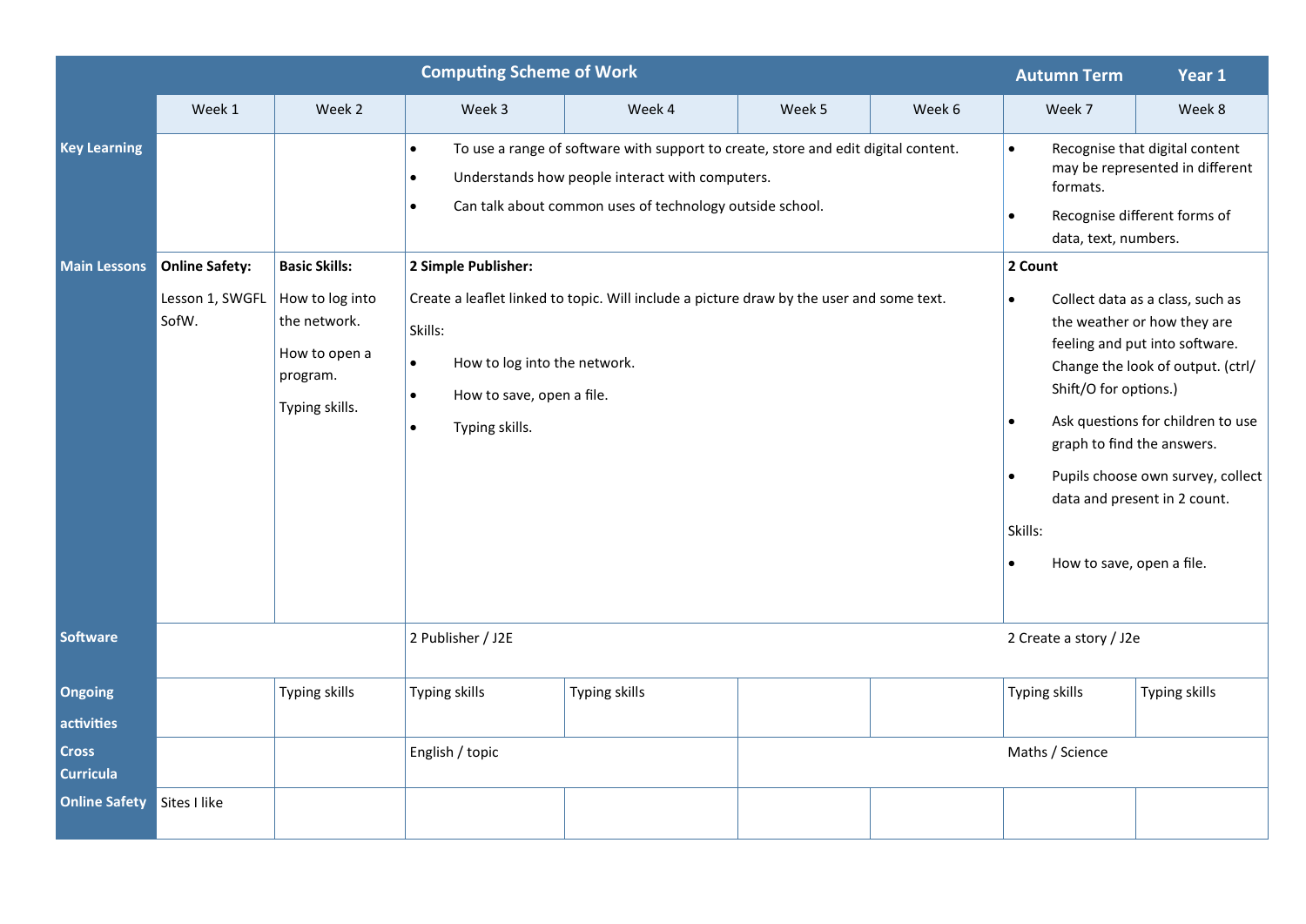| Computing Scheme of Work | | | | | | | Autumn Term | Year 1 |
|---|---|---|---|---|---|---|---|---|
| | Week 1 | Week 2 | Week 3 | Week 4 | Week 5 | Week 6 | Week 7 | Week 8 |
| **Key Learning** | | | • To use a range of software with support to create, store and edit digital content.<br>• Understands how people interact with computers.<br>• Can talk about common uses of technology outside school. | | | | • Recognise that digital content may be represented in different formats.<br>• Recognise different forms of data, text, numbers. | |
| **Main Lessons** | **Online Safety:**<br><br>Lesson 1, SWGFL SofW. | **Basic Skills:**<br><br>How to log into the network.<br><br>How to open a program.<br><br>Typing skills. | **2 Simple Publisher:**<br><br>Create a leaflet linked to topic. Will include a picture draw by the user and some text.<br><br>Skills:<br>• How to log into the network.<br>• How to save, open a file.<br>• Typing skills. | | | | **2 Count**<br><br>• Collect data as a class, such as the weather or how they are feeling and put into software. Change the look of output. (ctrl/ Shift/O for options.)<br>• Ask questions for children to use graph to find the answers.<br>• Pupils choose own survey, collect data and present in 2 count.<br><br>Skills:<br>• How to save, open a file. | |
| **Software** | | | 2 Publisher / J2E | | | | 2 Create a story / J2e | |
| **Ongoing activities** | | Typing skills | Typing skills | Typing skills | | | Typing skills | Typing skills |
| **Cross Curricula** | | | English / topic | | | | Maths / Science | |
| **Online Safety** | Sites I like | | | | | | | |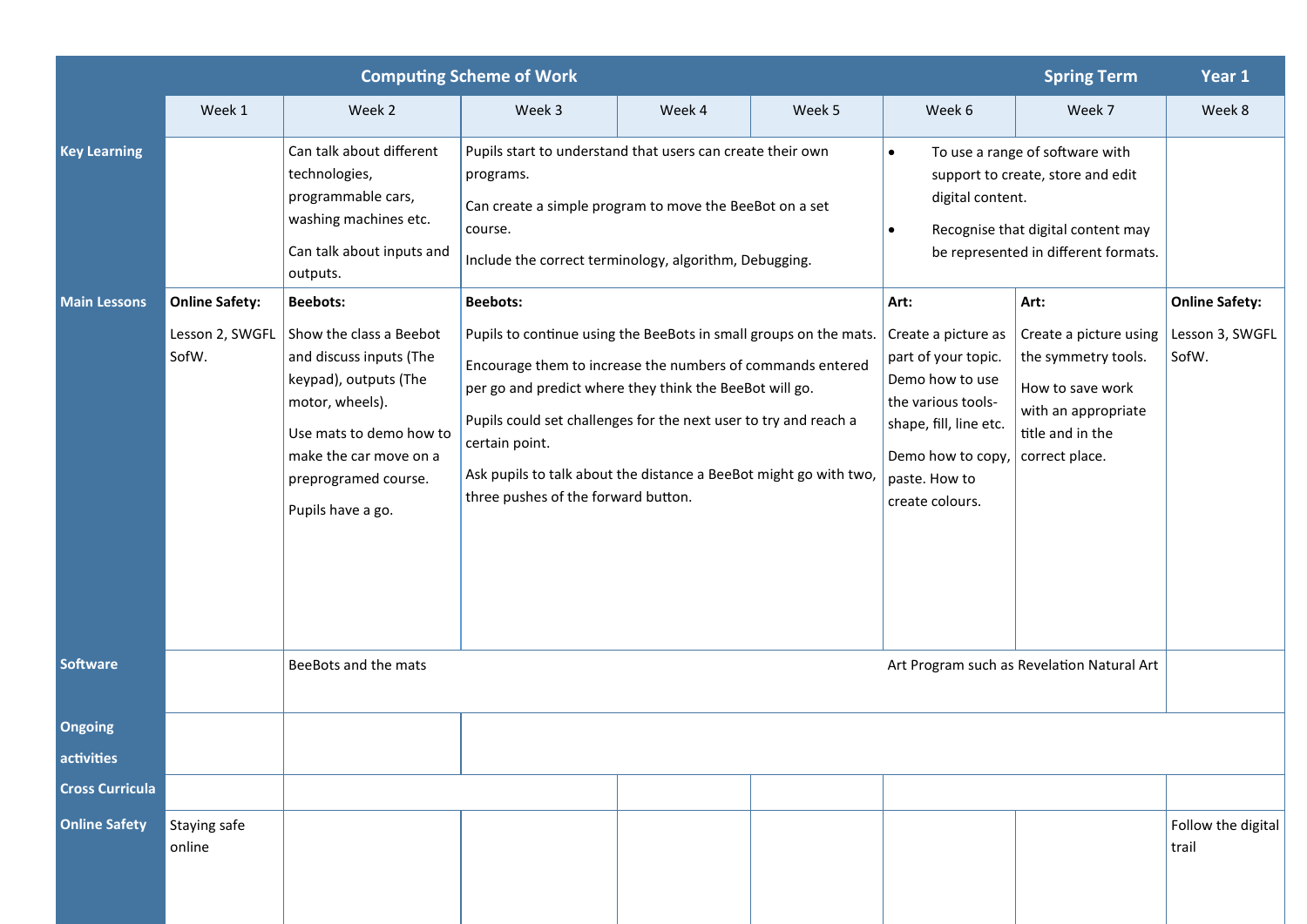| | Computing Scheme of Work | | | | | Spring Term | Year 1 |
|---|---|---|---|---|---|---|---|
| | Week 1 | Week 2 | Week 3 | Week 4 | Week 5 | Week 6 | Week 7 | Week 8 |
| **Key Learning** | | Can talk about different technologies, programmable cars, washing machines etc.<br><br>Can talk about inputs and outputs. | Pupils start to understand that users can create their own programs.<br><br>Can create a simple program to move the BeeBot on a set course.<br><br>Include the correct terminology, algorithm, Debugging. | | | • To use a range of software with support to create, store and edit digital content.<br>• Recognise that digital content may be represented in different formats. | | |
| **Main Lessons** | **Online Safety:**<br><br>Lesson 2, SWGFL SofW. | **Beebots:**<br><br>Show the class a Beebot and discuss inputs (The keypad), outputs (The motor, wheels).<br><br>Use mats to demo how to make the car move on a preprogramed course.<br><br>Pupils have a go. | **Beebots:**<br><br>Pupils to continue using the BeeBots in small groups on the mats.<br><br>Encourage them to increase the numbers of commands entered per go and predict where they think the BeeBot will go.<br><br>Pupils could set challenges for the next user to try and reach a certain point.<br><br>Ask pupils to talk about the distance a BeeBot might go with two, three pushes of the forward button. | | | **Art:**<br><br>Create a picture as part of your topic. Demo how to use the various tools- shape, fill, line etc.<br><br>Demo how to copy, paste. How to create colours. | **Art:**<br><br>Create a picture using the symmetry tools.<br><br>How to save work with an appropriate title and in the correct place. | **Online Safety:**<br><br>Lesson 3, SWGFL SofW. |
| **Software** | | BeeBots and the mats | | | | Art Program such as Revelation Natural Art | | |
| **Ongoing activities** | | | | | | | | |
| **Cross Curricula** | | | | | | | | |
| **Online Safety** | Staying safe online | | | | | | | Follow the digital trail |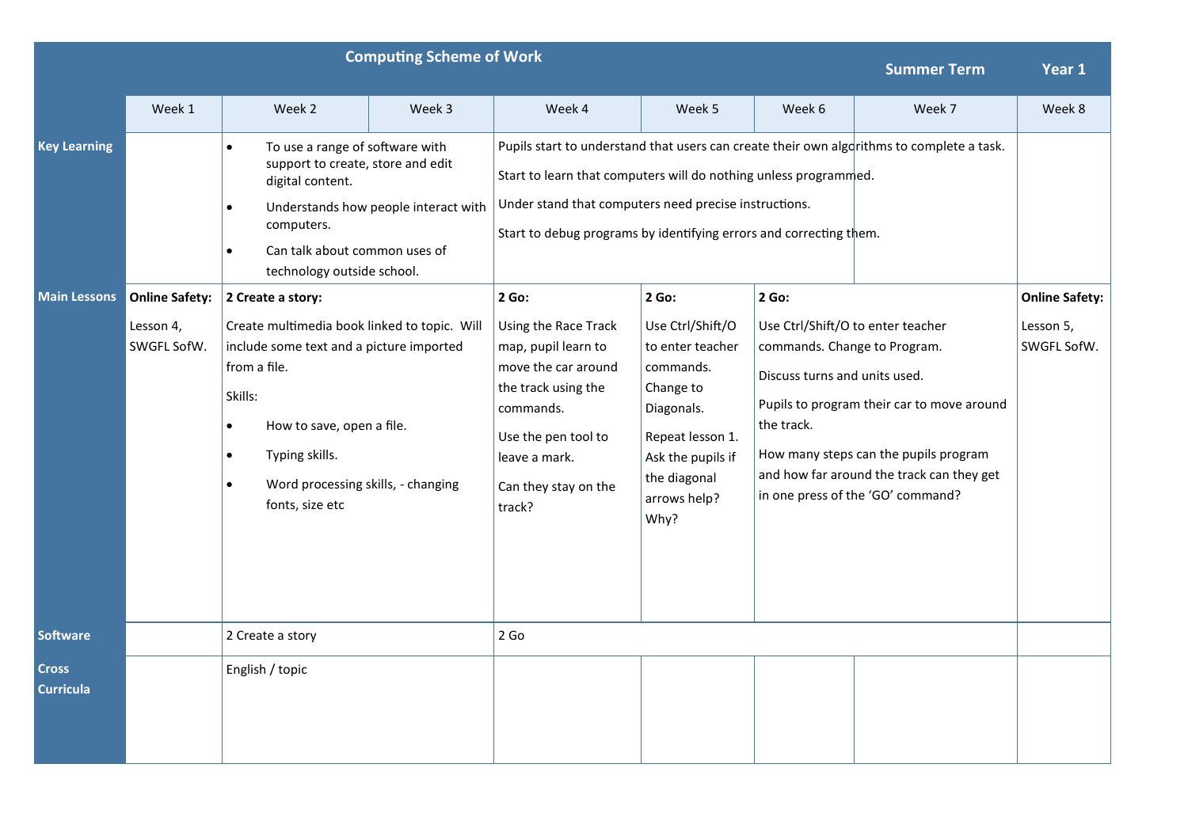# Computing Scheme of Work

**Summer Term** **Year 1**

| | Week 1 | Week 2 | Week 3 | Week 4 | Week 5 | Week 6 | Week 7 | Week 8 |
|---|---|---|---|---|---|---|---|---|
| **Key Learning** | | • To use a range of software with support to create, store and edit digital content.<br>• Understands how people interact with computers.<br>• Can talk about common uses of technology outside school. | | Pupils start to understand that users can create their own algorithms to complete a task.<br>Start to learn that computers will do nothing unless programmed.<br>Under stand that computers need precise instructions.<br>Start to debug programs by identifying errors and correcting them. | | | | |
| **Main Lessons** | **Online Safety:**<br>Lesson 4, SWGFL SofW. | **2 Create a story:**<br>Create multimedia book linked to topic. Will include some text and a picture imported from a file.<br>Skills:<br>• How to save, open a file.<br>• Typing skills.<br>• Word processing skills, - changing fonts, size etc | | **2 Go:**<br>Using the Race Track map, pupil learn to move the car around the track using the commands.<br>Use the pen tool to leave a mark.<br>Can they stay on the track? | **2 Go:**<br>Use Ctrl/Shift/O to enter teacher commands. Change to Diagonals.<br>Repeat lesson 1. Ask the pupils if the diagonal arrows help? Why? | **2 Go:**<br>Use Ctrl/Shift/O to enter teacher commands. Change to Program.<br>Discuss turns and units used.<br>Pupils to program their car to move around the track.<br>How many steps can the pupils program and how far around the track can they get in one press of the 'GO' command? | | **Online Safety:**<br>Lesson 5, SWGFL SofW. |
| **Software** | | 2 Create a story | | 2 Go | | | | |
| **Cross Curricula** | | English / topic | | | | | | |